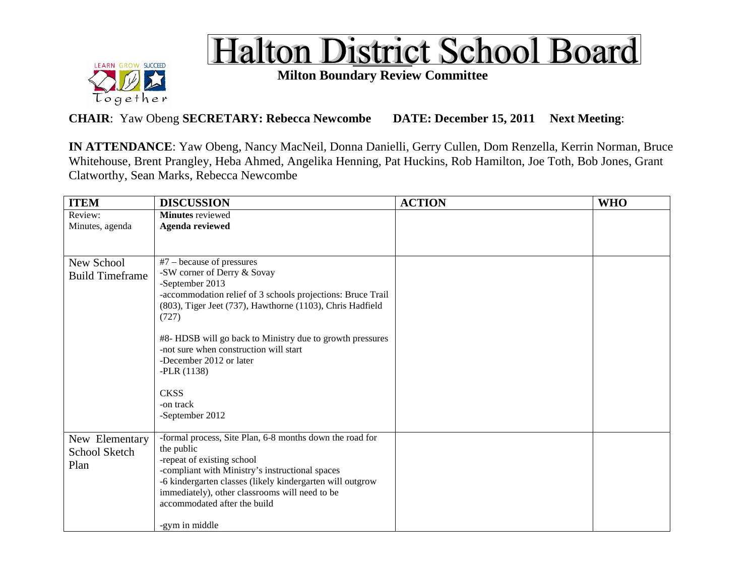# Halton District School Board

**Milton Boundary Review Committee**

**CHAIR**: Yaw Obeng **SECRETARY: Rebecca Newcombe** **DATE: December 15, 2011** **Next Meeting**:

**IN ATTENDANCE**: Yaw Obeng, Nancy MacNeil, Donna Danielli, Gerry Cullen, Dom Renzella, Kerrin Norman, Bruce Whitehouse, Brent Prangley, Heba Ahmed, Angelika Henning, Pat Huckins, Rob Hamilton, Joe Toth, Bob Jones, Grant Clatworthy, Sean Marks, Rebecca Newcombe

| ITEM | DISCUSSION | ACTION | WHO |
|---|---|---|---|
| Review: Minutes, agenda | **Minutes** reviewed<br>**Agenda reviewed** | | |
| New School Build Timeframe | #7 – because of pressures<br>-SW corner of Derry & Sovay<br>-September 2013<br>-accommodation relief of 3 schools projections: Bruce Trail (803), Tiger Jeet (737), Hawthorne (1103), Chris Hadfield (727)<br><br>#8- HDSB will go back to Ministry due to growth pressures<br>-not sure when construction will start<br>-December 2012 or later<br>-PLR (1138)<br><br>CKSS<br>-on track<br>-September 2012 | | |
| New Elementary School Sketch Plan | -formal process, Site Plan, 6-8 months down the road for the public<br>-repeat of existing school<br>-compliant with Ministry's instructional spaces<br>-6 kindergarten classes (likely kindergarten will outgrow immediately), other classrooms will need to be accommodated after the build<br><br>-gym in middle | | |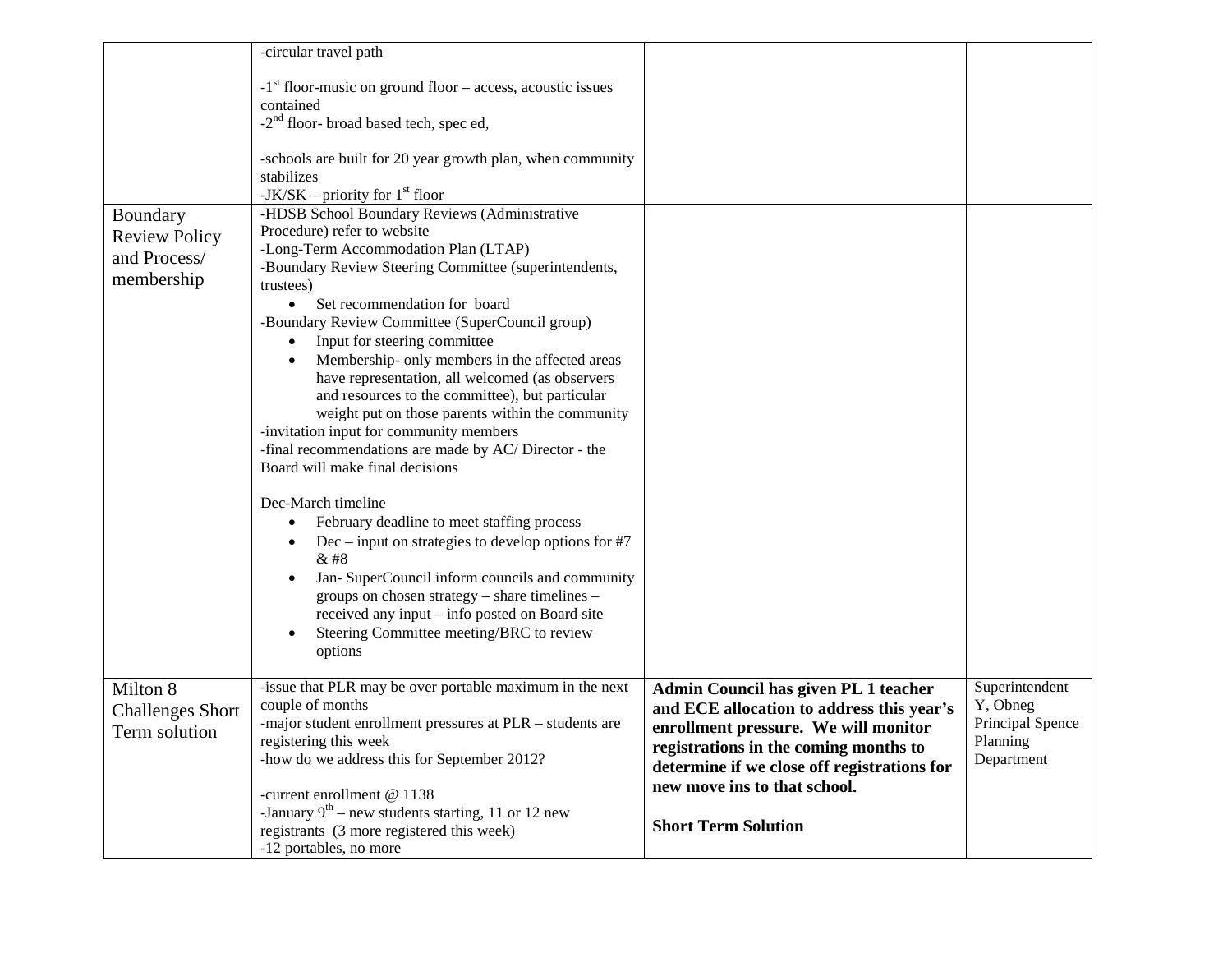| | | | |
|---|---|---|---|
| | -circular travel path<br><br>-1st floor-music on ground floor – access, acoustic issues contained<br>-2nd floor- broad based tech, spec ed,<br><br>-schools are built for 20 year growth plan, when community stabilizes<br>-JK/SK – priority for 1st floor | | |
| Boundary Review Policy and Process/ membership | -HDSB School Boundary Reviews (Administrative Procedure) refer to website<br>-Long-Term Accommodation Plan (LTAP)<br>-Boundary Review Steering Committee (superintendents, trustees)<br>• Set recommendation for board<br>-Boundary Review Committee (SuperCouncil group)<br>• Input for steering committee<br>• Membership- only members in the affected areas have representation, all welcomed (as observers and resources to the committee), but particular weight put on those parents within the community<br>-invitation input for community members<br>-final recommendations are made by AC/ Director - the Board will make final decisions<br><br>Dec-March timeline<br>• February deadline to meet staffing process<br>• Dec – input on strategies to develop options for #7 & #8<br>• Jan- SuperCouncil inform councils and community groups on chosen strategy – share timelines – received any input – info posted on Board site<br>• Steering Committee meeting/BRC to review options | | |
| Milton 8 Challenges Short Term solution | -issue that PLR may be over portable maximum in the next couple of months<br>-major student enrollment pressures at PLR – students are registering this week<br>-how do we address this for September 2012?<br><br>-current enrollment @ 1138<br>-January 9th – new students starting, 11 or 12 new registrants (3 more registered this week)<br>-12 portables, no more | **Admin Council has given PL 1 teacher and ECE allocation to address this year's enrollment pressure. We will monitor registrations in the coming months to determine if we close off registrations for new move ins to that school.**<br><br>**Short Term Solution** | Superintendent Y, Obneg<br>Principal Spence<br>Planning Department |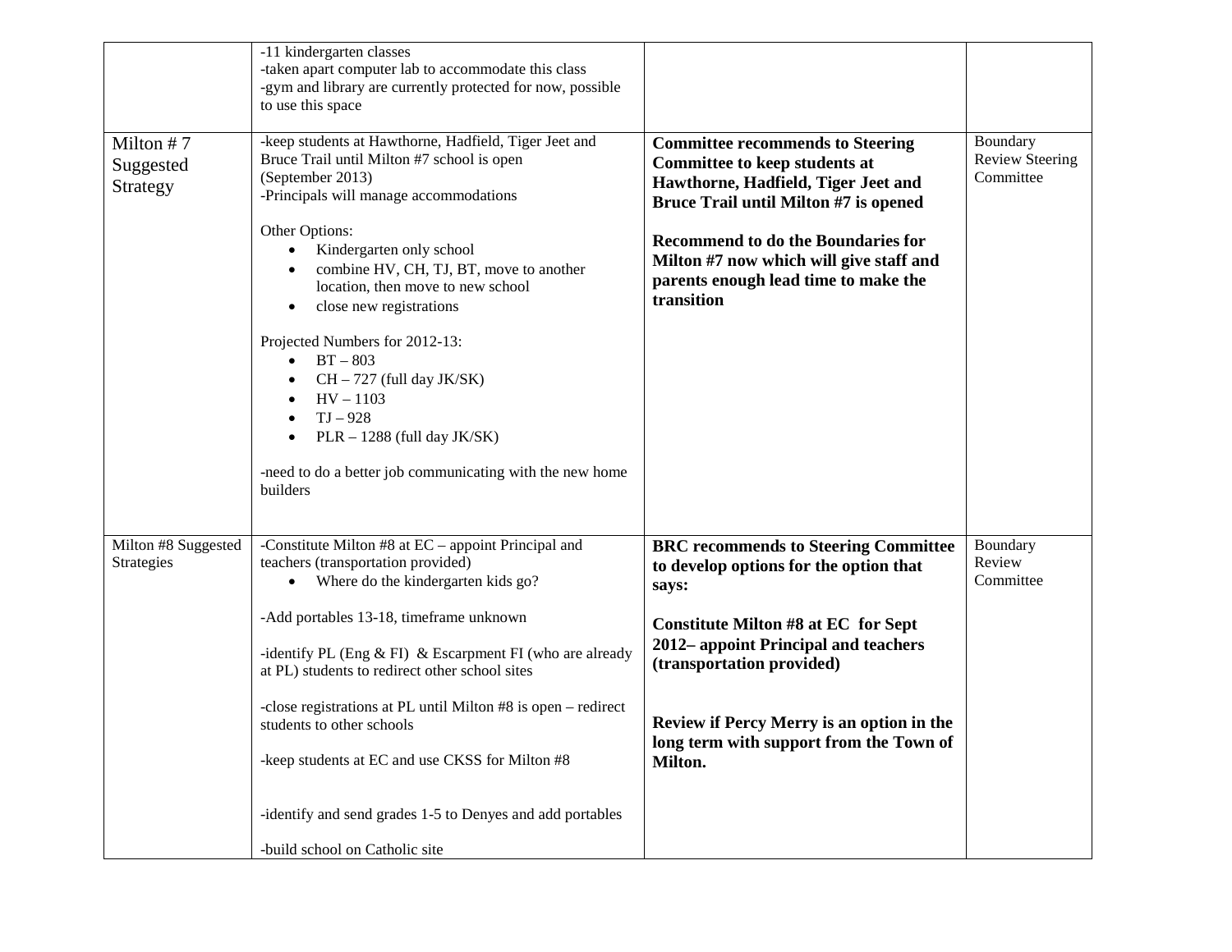| | | | |
|---|---|---|---|
| | -11 kindergarten classes<br>-taken apart computer lab to accommodate this class<br>-gym and library are currently protected for now, possible to use this space | | |
| Milton # 7 Suggested Strategy | -keep students at Hawthorne, Hadfield, Tiger Jeet and Bruce Trail until Milton #7 school is open (September 2013)<br>-Principals will manage accommodations<br><br>Other Options:<br>• Kindergarten only school<br>• combine HV, CH, TJ, BT, move to another location, then move to new school<br>• close new registrations<br><br>Projected Numbers for 2012-13:<br>• BT – 803<br>• CH – 727 (full day JK/SK)<br>• HV – 1103<br>• TJ – 928<br>• PLR – 1288 (full day JK/SK)<br><br>-need to do a better job communicating with the new home builders | **Committee recommends to Steering Committee to keep students at Hawthorne, Hadfield, Tiger Jeet and Bruce Trail until Milton #7 is opened**<br><br>**Recommend to do the Boundaries for Milton #7 now which will give staff and parents enough lead time to make the transition** | Boundary Review Steering Committee |
| Milton #8 Suggested Strategies | -Constitute Milton #8 at EC – appoint Principal and teachers (transportation provided)<br>• Where do the kindergarten kids go?<br><br>-Add portables 13-18, timeframe unknown<br><br>-identify PL (Eng & FI) & Escarpment FI (who are already at PL) students to redirect other school sites<br><br>-close registrations at PL until Milton #8 is open – redirect students to other schools<br><br>-keep students at EC and use CKSS for Milton #8<br><br>-identify and send grades 1-5 to Denyes and add portables<br><br>-build school on Catholic site | **BRC recommends to Steering Committee to develop options for the option that says:**<br><br>**Constitute Milton #8 at EC for Sept 2012– appoint Principal and teachers (transportation provided)**<br><br>**Review if Percy Merry is an option in the long term with support from the Town of Milton.** | Boundary Review Committee |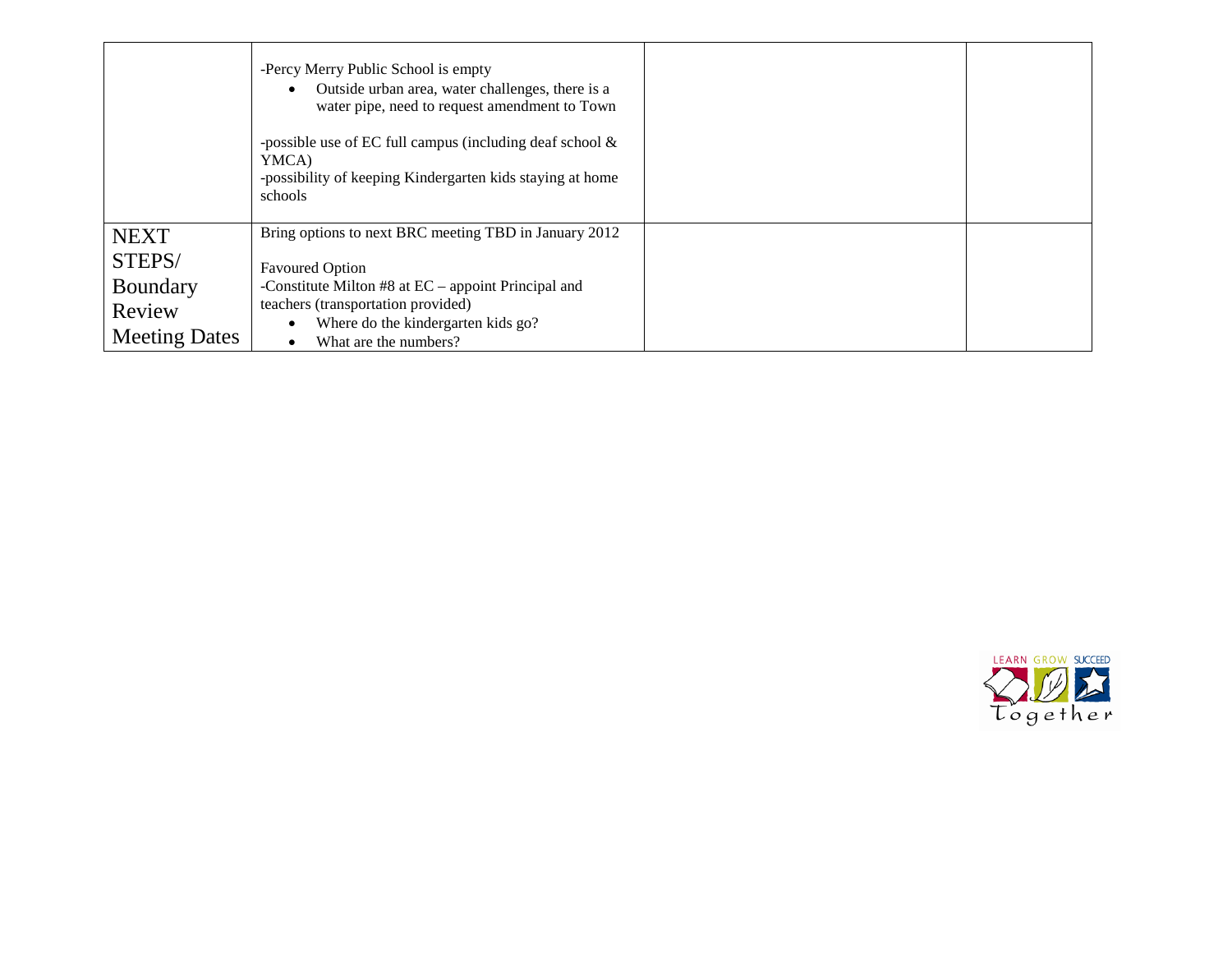| | | | |
|---|---|---|---|
| | -Percy Merry Public School is empty<br>• Outside urban area, water challenges, there is a water pipe, need to request amendment to Town<br><br>-possible use of EC full campus (including deaf school & YMCA)<br>-possibility of keeping Kindergarten kids staying at home schools | | |
| NEXT STEPS/ Boundary Review Meeting Dates | Bring options to next BRC meeting TBD in January 2012<br><br>Favoured Option<br>-Constitute Milton #8 at EC – appoint Principal and teachers (transportation provided)<br>• Where do the kindergarten kids go?<br>• What are the numbers? | | |

LEARN GROW SUCCEED
Together